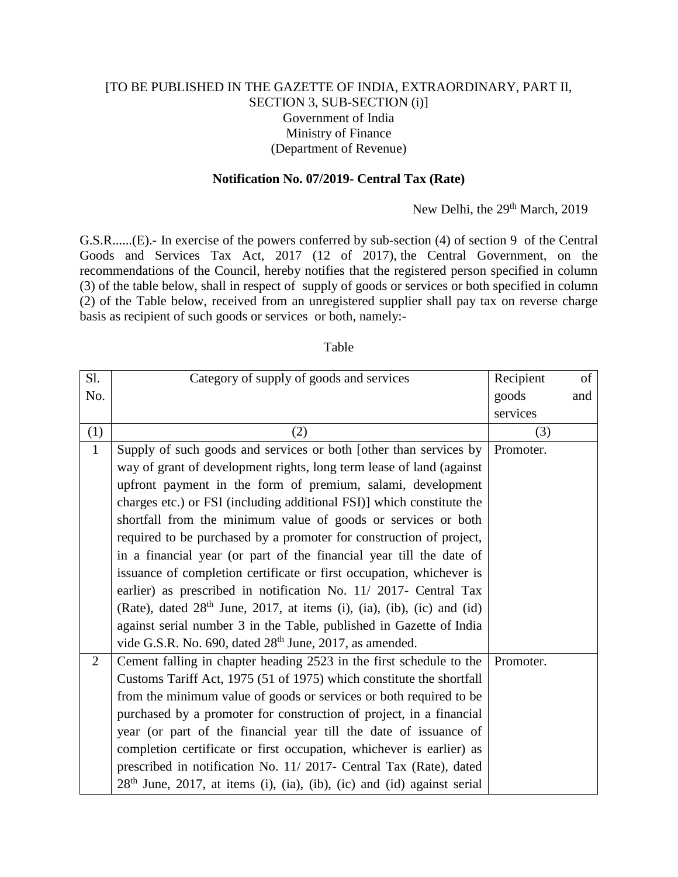[TO BE PUBLISHED IN THE GAZETTE OF INDIA, EXTRAORDINARY, PART II, SECTION 3, SUB-SECTION (i)]
Government of India
Ministry of Finance
(Department of Revenue)

**Notification No. 07/2019- Central Tax (Rate)**

New Delhi, the 29th March, 2019

G.S.R......(E).- In exercise of the powers conferred by sub-section (4) of section 9 of the Central Goods and Services Tax Act, 2017 (12 of 2017), the Central Government, on the recommendations of the Council, hereby notifies that the registered person specified in column (3) of the table below, shall in respect of supply of goods or services or both specified in column (2) of the Table below, received from an unregistered supplier shall pay tax on reverse charge basis as recipient of such goods or services or both, namely:-

Table

| Sl. No. | Category of supply of goods and services | Recipient of goods and services |
|---|---|---|
| (1) | (2) | (3) |
| 1 | Supply of such goods and services or both [other than services by way of grant of development rights, long term lease of land (against upfront payment in the form of premium, salami, development charges etc.) or FSI (including additional FSI)] which constitute the shortfall from the minimum value of goods or services or both required to be purchased by a promoter for construction of project, in a financial year (or part of the financial year till the date of issuance of completion certificate or first occupation, whichever is earlier) as prescribed in notification No. 11/ 2017- Central Tax (Rate), dated 28th June, 2017, at items (i), (ia), (ib), (ic) and (id) against serial number 3 in the Table, published in Gazette of India vide G.S.R. No. 690, dated 28th June, 2017, as amended. | Promoter. |
| 2 | Cement falling in chapter heading 2523 in the first schedule to the Customs Tariff Act, 1975 (51 of 1975) which constitute the shortfall from the minimum value of goods or services or both required to be purchased by a promoter for construction of project, in a financial year (or part of the financial year till the date of issuance of completion certificate or first occupation, whichever is earlier) as prescribed in notification No. 11/ 2017- Central Tax (Rate), dated 28th June, 2017, at items (i), (ia), (ib), (ic) and (id) against serial | Promoter. |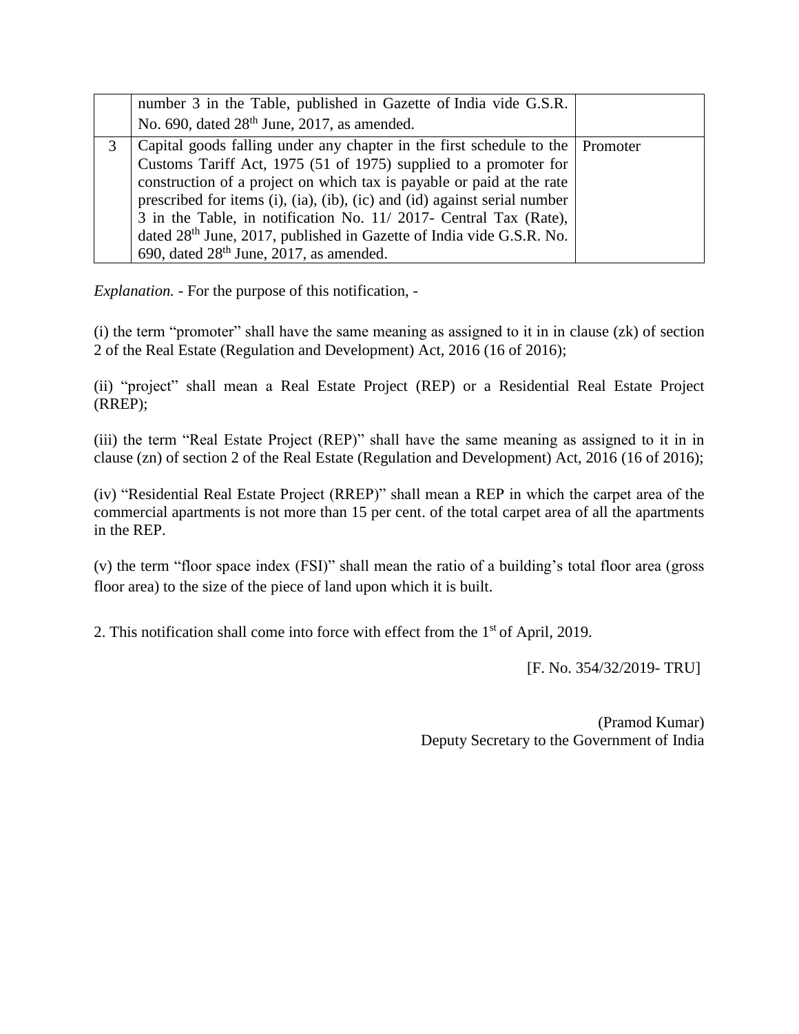| | | |
|---|---|---|
| | number 3 in the Table, published in Gazette of India vide G.S.R. No. 690, dated 28th June, 2017, as amended. | |
| 3 | Capital goods falling under any chapter in the first schedule to the Customs Tariff Act, 1975 (51 of 1975) supplied to a promoter for construction of a project on which tax is payable or paid at the rate prescribed for items (i), (ia), (ib), (ic) and (id) against serial number 3 in the Table, in notification No. 11/ 2017- Central Tax (Rate), dated 28th June, 2017, published in Gazette of India vide G.S.R. No. 690, dated 28th June, 2017, as amended. | Promoter |

*Explanation.* - For the purpose of this notification, -

(i) the term "promoter" shall have the same meaning as assigned to it in in clause (zk) of section 2 of the Real Estate (Regulation and Development) Act, 2016 (16 of 2016);

(ii) "project" shall mean a Real Estate Project (REP) or a Residential Real Estate Project (RREP);

(iii) the term "Real Estate Project (REP)" shall have the same meaning as assigned to it in in clause (zn) of section 2 of the Real Estate (Regulation and Development) Act, 2016 (16 of 2016);

(iv) "Residential Real Estate Project (RREP)" shall mean a REP in which the carpet area of the commercial apartments is not more than 15 per cent. of the total carpet area of all the apartments in the REP.

(v) the term "floor space index (FSI)" shall mean the ratio of a building's total floor area (gross floor area) to the size of the piece of land upon which it is built.

2. This notification shall come into force with effect from the 1st of April, 2019.

[F. No. 354/32/2019- TRU]

(Pramod Kumar)
Deputy Secretary to the Government of India